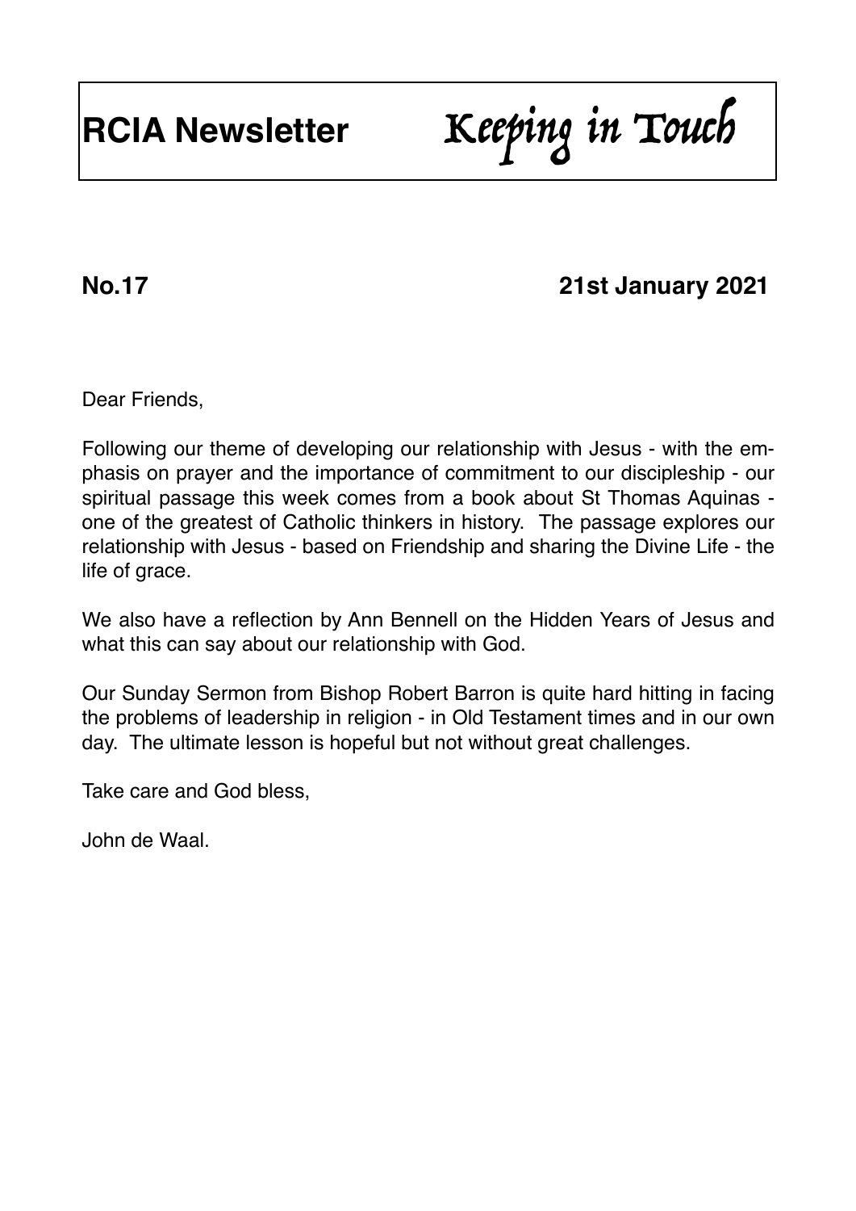# RCIA Newsletter *Keeping in Touch*

**No.17** **21st January 2021**

Dear Friends,

Following our theme of developing our relationship with Jesus - with the emphasis on prayer and the importance of commitment to our discipleship - our spiritual passage this week comes from a book about St Thomas Aquinas - one of the greatest of Catholic thinkers in history. The passage explores our relationship with Jesus - based on Friendship and sharing the Divine Life - the life of grace.

We also have a reflection by Ann Bennell on the Hidden Years of Jesus and what this can say about our relationship with God.

Our Sunday Sermon from Bishop Robert Barron is quite hard hitting in facing the problems of leadership in religion - in Old Testament times and in our own day. The ultimate lesson is hopeful but not without great challenges.

Take care and God bless,

John de Waal.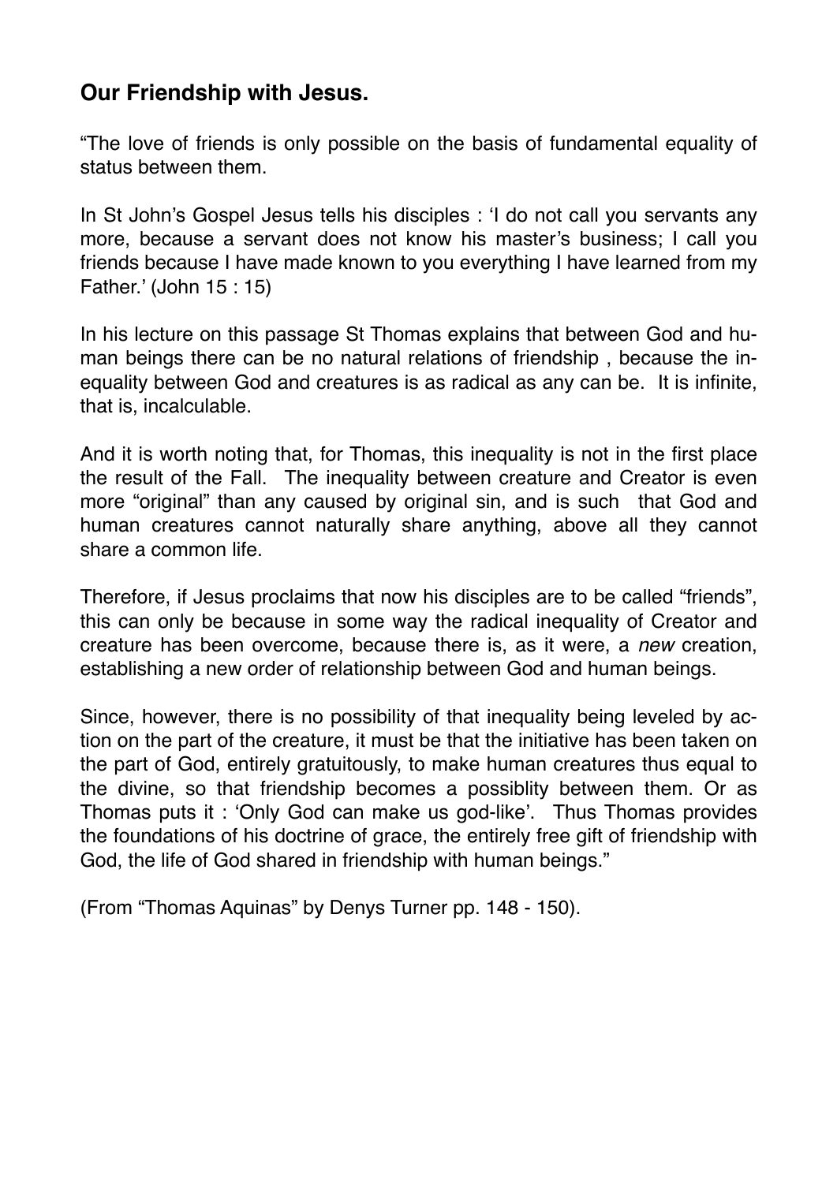## **Our Friendship with Jesus.**

"The love of friends is only possible on the basis of fundamental equality of status between them.

In St John's Gospel Jesus tells his disciples : 'I do not call you servants any more, because a servant does not know his master's business; I call you friends because I have made known to you everything I have learned from my Father.' (John 15 : 15)

In his lecture on this passage St Thomas explains that between God and human beings there can be no natural relations of friendship , because the inequality between God and creatures is as radical as any can be. It is infinite, that is, incalculable.

And it is worth noting that, for Thomas, this inequality is not in the first place the result of the Fall. The inequality between creature and Creator is even more "original" than any caused by original sin, and is such that God and human creatures cannot naturally share anything, above all they cannot share a common life.

Therefore, if Jesus proclaims that now his disciples are to be called "friends", this can only be because in some way the radical inequality of Creator and creature has been overcome, because there is, as it were, a *new* creation, establishing a new order of relationship between God and human beings.

Since, however, there is no possibility of that inequality being leveled by action on the part of the creature, it must be that the initiative has been taken on the part of God, entirely gratuitously, to make human creatures thus equal to the divine, so that friendship becomes a possiblity between them. Or as Thomas puts it : 'Only God can make us god-like'. Thus Thomas provides the foundations of his doctrine of grace, the entirely free gift of friendship with God, the life of God shared in friendship with human beings."

(From "Thomas Aquinas" by Denys Turner pp. 148 - 150).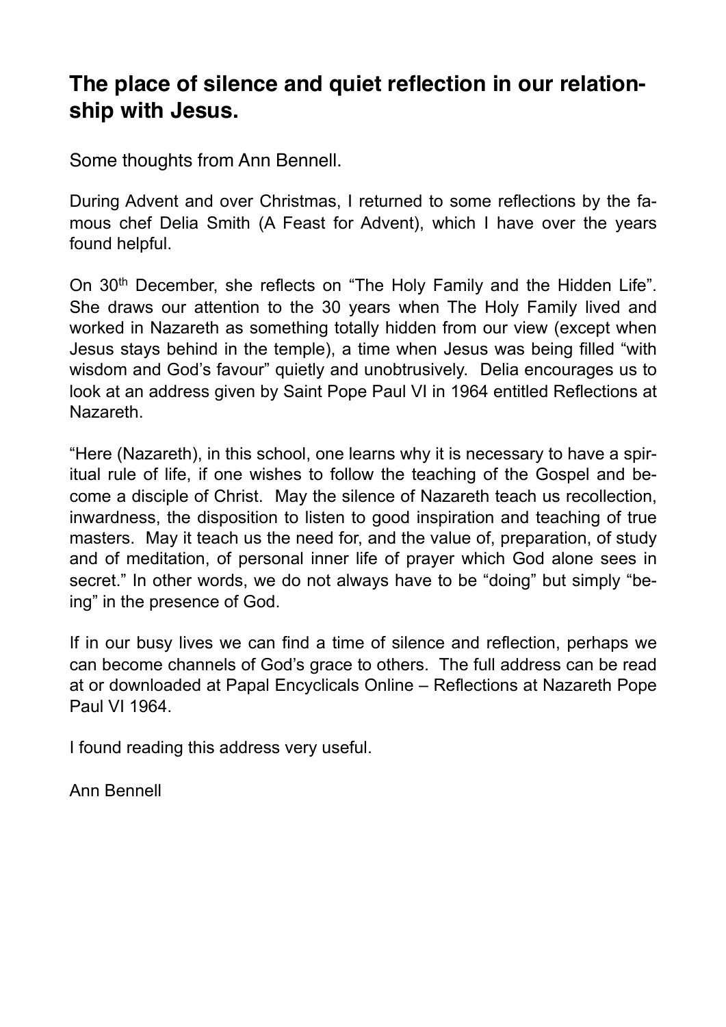## The place of silence and quiet reflection in our relationship with Jesus.

Some thoughts from Ann Bennell.

During Advent and over Christmas, I returned to some reflections by the famous chef Delia Smith (A Feast for Advent), which I have over the years found helpful.

On 30th December, she reflects on "The Holy Family and the Hidden Life". She draws our attention to the 30 years when The Holy Family lived and worked in Nazareth as something totally hidden from our view (except when Jesus stays behind in the temple), a time when Jesus was being filled "with wisdom and God's favour" quietly and unobtrusively. Delia encourages us to look at an address given by Saint Pope Paul VI in 1964 entitled Reflections at Nazareth.

"Here (Nazareth), in this school, one learns why it is necessary to have a spiritual rule of life, if one wishes to follow the teaching of the Gospel and become a disciple of Christ. May the silence of Nazareth teach us recollection, inwardness, the disposition to listen to good inspiration and teaching of true masters. May it teach us the need for, and the value of, preparation, of study and of meditation, of personal inner life of prayer which God alone sees in secret." In other words, we do not always have to be "doing" but simply "being" in the presence of God.

If in our busy lives we can find a time of silence and reflection, perhaps we can become channels of God's grace to others. The full address can be read at or downloaded at Papal Encyclicals Online – Reflections at Nazareth Pope Paul VI 1964.

I found reading this address very useful.

Ann Bennell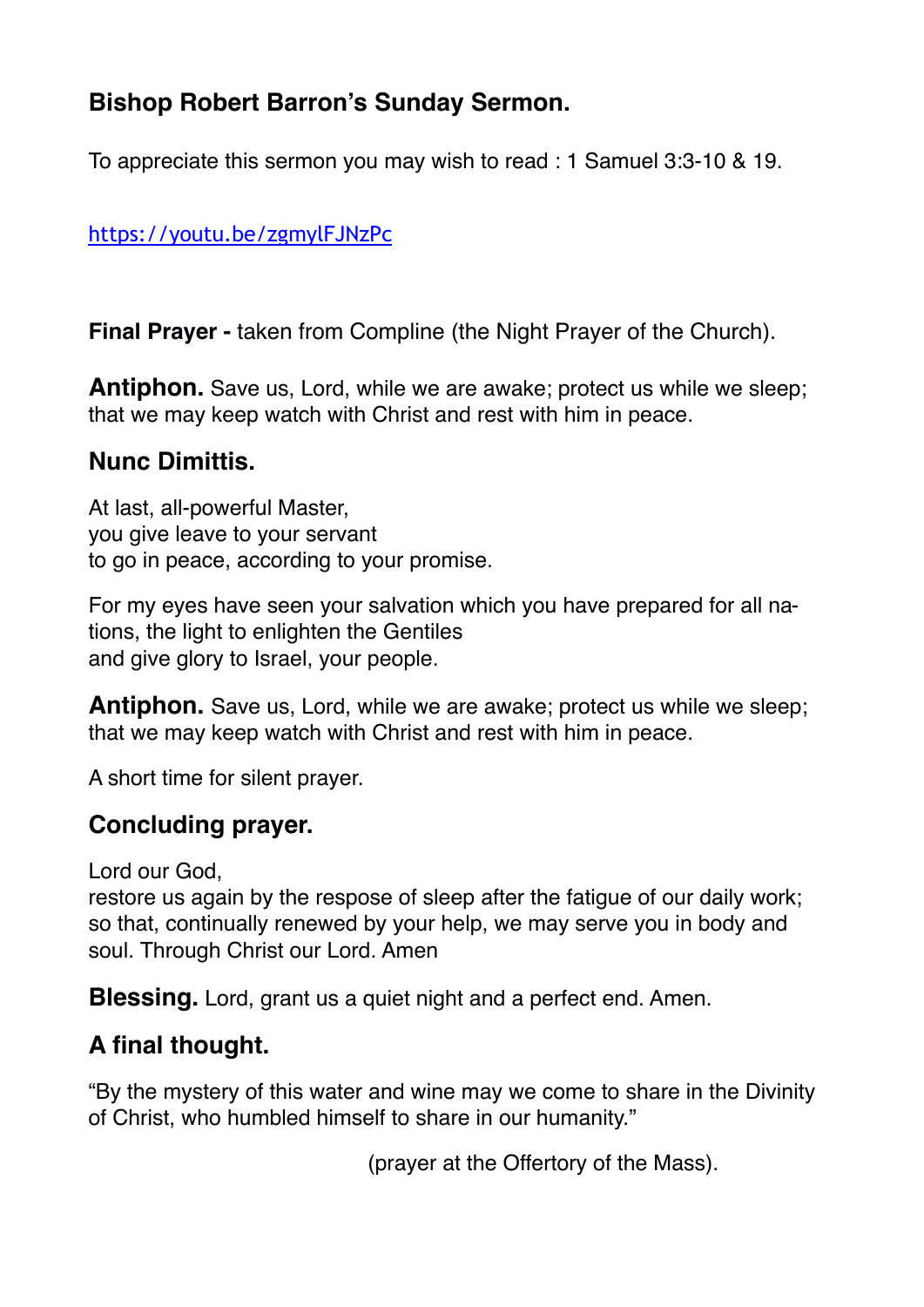## Bishop Robert Barron's Sunday Sermon.

To appreciate this sermon you may wish to read : 1 Samuel 3:3-10 & 19.

https://youtu.be/zgmylFJNzPc

**Final Prayer -** taken from Compline (the Night Prayer of the Church).

**Antiphon.** Save us, Lord, while we are awake; protect us while we sleep; that we may keep watch with Christ and rest with him in peace.

### Nunc Dimittis.

At last, all-powerful Master,
you give leave to your servant
to go in peace, according to your promise.

For my eyes have seen your salvation which you have prepared for all nations, the light to enlighten the Gentiles
and give glory to Israel, your people.

**Antiphon.** Save us, Lord, while we are awake; protect us while we sleep; that we may keep watch with Christ and rest with him in peace.

A short time for silent prayer.

### Concluding prayer.

Lord our God,
restore us again by the respose of sleep after the fatigue of our daily work; so that, continually renewed by your help, we may serve you in body and soul. Through Christ our Lord. Amen

**Blessing.** Lord, grant us a quiet night and a perfect end. Amen.

### A final thought.

"By the mystery of this water and wine may we come to share in the Divinity of Christ, who humbled himself to share in our humanity."

(prayer at the Offertory of the Mass).